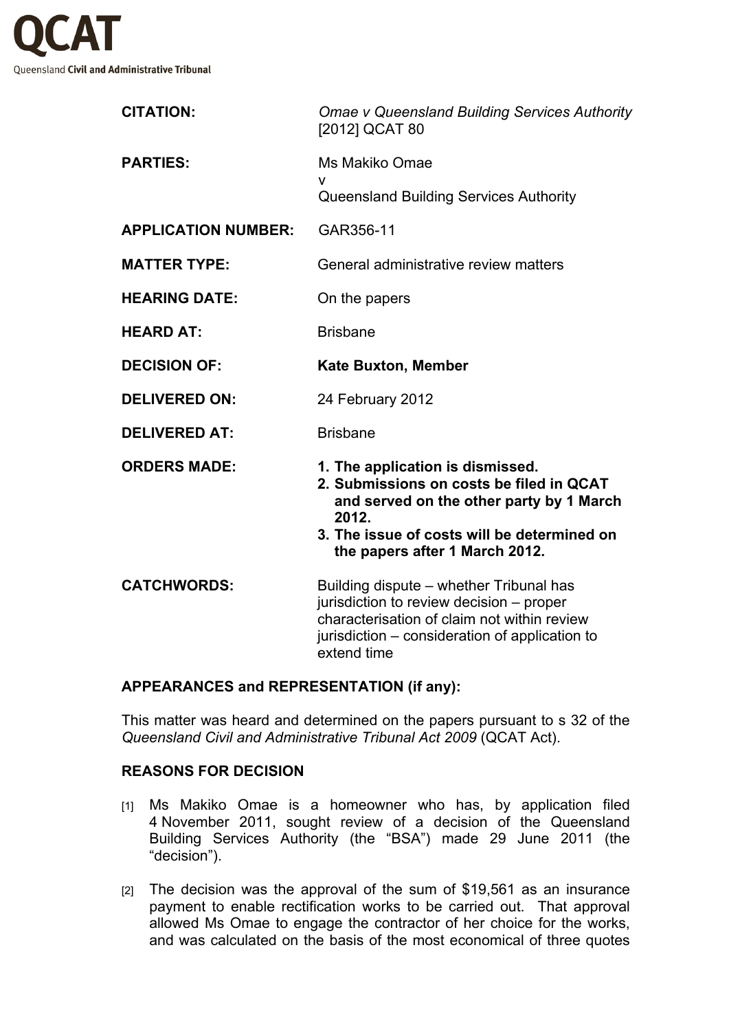**QCAT**

Queensland **Civil and Administrative Tribunal**

| | |
|---|---|
| **CITATION:** | *Omae v Queensland Building Services Authority* [2012] QCAT 80 |
| **PARTIES:** | Ms Makiko Omae<br>v<br>Queensland Building Services Authority |
| **APPLICATION NUMBER:** | GAR356-11 |
| **MATTER TYPE:** | General administrative review matters |
| **HEARING DATE:** | On the papers |
| **HEARD AT:** | Brisbane |
| **DECISION OF:** | **Kate Buxton, Member** |
| **DELIVERED ON:** | 24 February 2012 |
| **DELIVERED AT:** | Brisbane |
| **ORDERS MADE:** | **1. The application is dismissed.**<br>**2. Submissions on costs be filed in QCAT and served on the other party by 1 March 2012.**<br>**3. The issue of costs will be determined on the papers after 1 March 2012.** |
| **CATCHWORDS:** | Building dispute – whether Tribunal has jurisdiction to review decision – proper characterisation of claim not within review jurisdiction – consideration of application to extend time |

## APPEARANCES and REPRESENTATION (if any):

This matter was heard and determined on the papers pursuant to s 32 of the *Queensland Civil and Administrative Tribunal Act 2009* (QCAT Act).

## REASONS FOR DECISION

[1] Ms Makiko Omae is a homeowner who has, by application filed 4 November 2011, sought review of a decision of the Queensland Building Services Authority (the "BSA") made 29 June 2011 (the "decision").

[2] The decision was the approval of the sum of $19,561 as an insurance payment to enable rectification works to be carried out. That approval allowed Ms Omae to engage the contractor of her choice for the works, and was calculated on the basis of the most economical of three quotes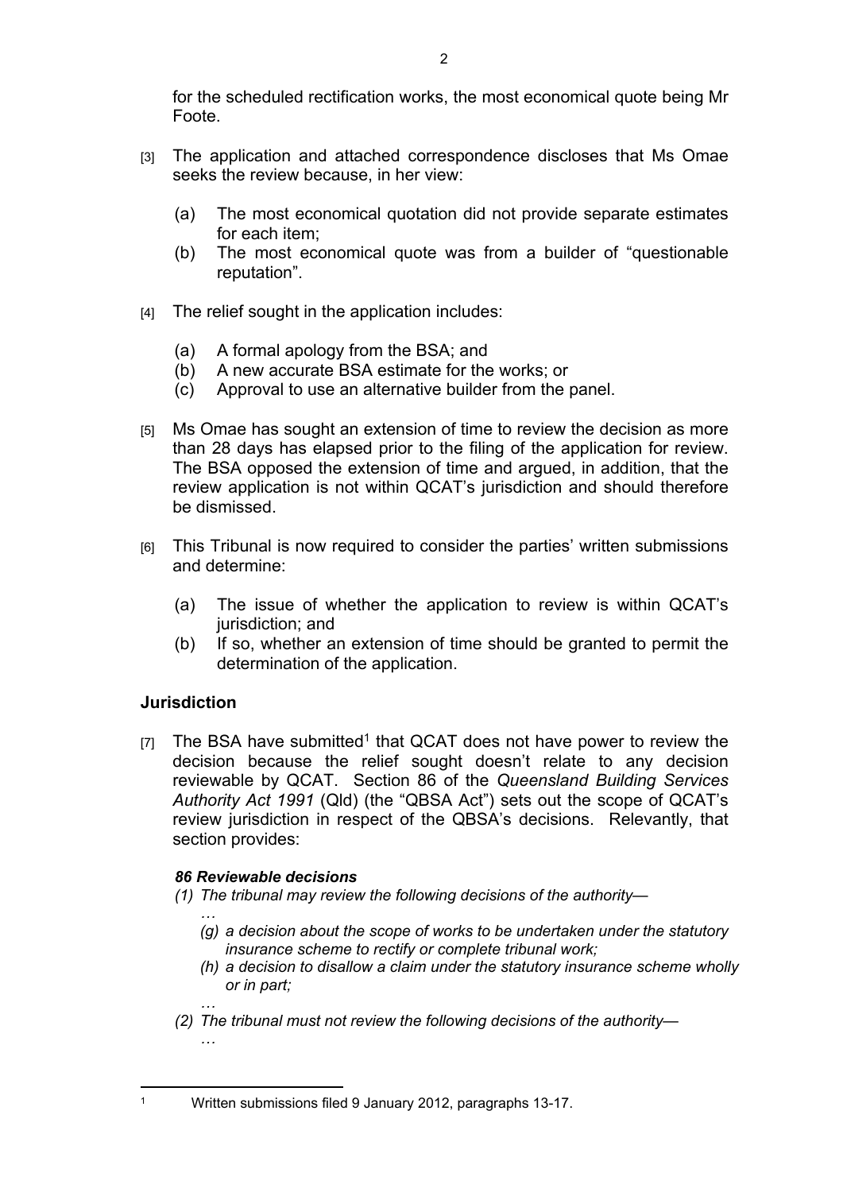for the scheduled rectification works, the most economical quote being Mr Foote.

[3] The application and attached correspondence discloses that Ms Omae seeks the review because, in her view:

   (a) The most economical quotation did not provide separate estimates for each item;
   (b) The most economical quote was from a builder of "questionable reputation".

[4] The relief sought in the application includes:

   (a) A formal apology from the BSA; and
   (b) A new accurate BSA estimate for the works; or
   (c) Approval to use an alternative builder from the panel.

[5] Ms Omae has sought an extension of time to review the decision as more than 28 days has elapsed prior to the filing of the application for review. The BSA opposed the extension of time and argued, in addition, that the review application is not within QCAT's jurisdiction and should therefore be dismissed.

[6] This Tribunal is now required to consider the parties' written submissions and determine:

   (a) The issue of whether the application to review is within QCAT's jurisdiction; and
   (b) If so, whether an extension of time should be granted to permit the determination of the application.

## Jurisdiction

[7] The BSA have submitted[1] that QCAT does not have power to review the decision because the relief sought doesn't relate to any decision reviewable by QCAT. Section 86 of the *Queensland Building Services Authority Act 1991* (Qld) (the "QBSA Act") sets out the scope of QCAT's review jurisdiction in respect of the QBSA's decisions. Relevantly, that section provides:

> ***86 Reviewable decisions***
>
> *(1) The tribunal may review the following decisions of the authority—*
>
> *…*
>
> *(g) a decision about the scope of works to be undertaken under the statutory insurance scheme to rectify or complete tribunal work;*
>
> *(h) a decision to disallow a claim under the statutory insurance scheme wholly or in part;*
>
> *…*
>
> *(2) The tribunal must not review the following decisions of the authority—*
>
> *…*

---

[1] Written submissions filed 9 January 2012, paragraphs 13-17.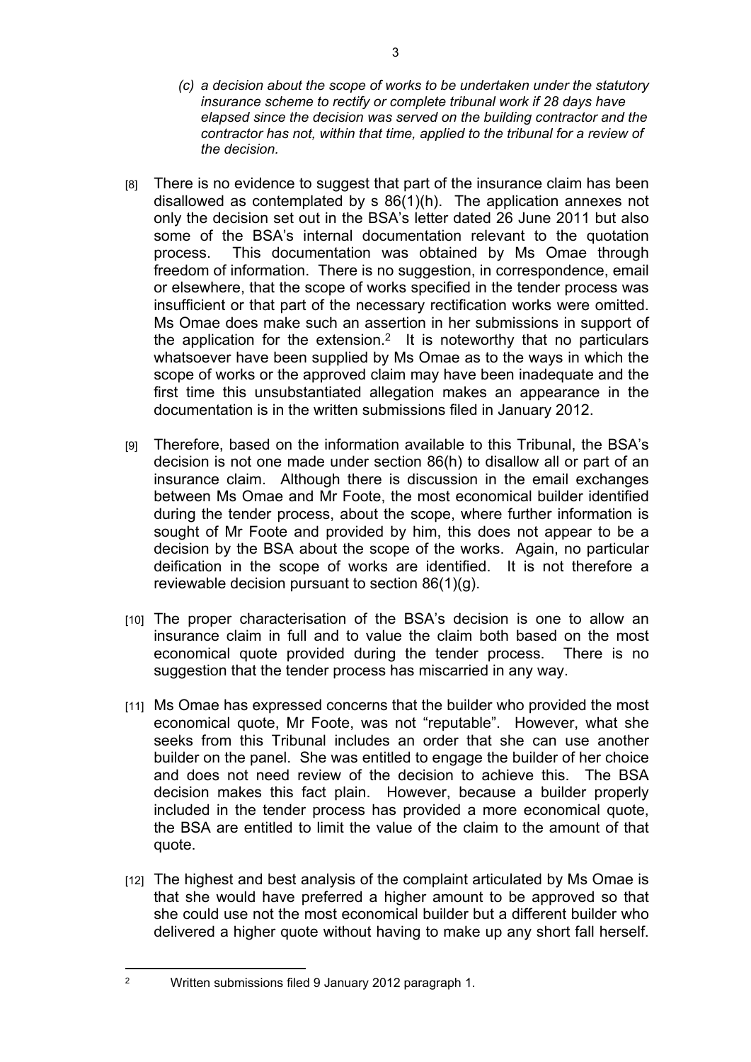*(c) a decision about the scope of works to be undertaken under the statutory insurance scheme to rectify or complete tribunal work if 28 days have elapsed since the decision was served on the building contractor and the contractor has not, within that time, applied to the tribunal for a review of the decision.*

[8] There is no evidence to suggest that part of the insurance claim has been disallowed as contemplated by s 86(1)(h). The application annexes not only the decision set out in the BSA's letter dated 26 June 2011 but also some of the BSA's internal documentation relevant to the quotation process. This documentation was obtained by Ms Omae through freedom of information. There is no suggestion, in correspondence, email or elsewhere, that the scope of works specified in the tender process was insufficient or that part of the necessary rectification works were omitted. Ms Omae does make such an assertion in her submissions in support of the application for the extension.[2] It is noteworthy that no particulars whatsoever have been supplied by Ms Omae as to the ways in which the scope of works or the approved claim may have been inadequate and the first time this unsubstantiated allegation makes an appearance in the documentation is in the written submissions filed in January 2012.

[9] Therefore, based on the information available to this Tribunal, the BSA's decision is not one made under section 86(h) to disallow all or part of an insurance claim. Although there is discussion in the email exchanges between Ms Omae and Mr Foote, the most economical builder identified during the tender process, about the scope, where further information is sought of Mr Foote and provided by him, this does not appear to be a decision by the BSA about the scope of the works. Again, no particular deification in the scope of works are identified. It is not therefore a reviewable decision pursuant to section 86(1)(g).

[10] The proper characterisation of the BSA's decision is one to allow an insurance claim in full and to value the claim both based on the most economical quote provided during the tender process. There is no suggestion that the tender process has miscarried in any way.

[11] Ms Omae has expressed concerns that the builder who provided the most economical quote, Mr Foote, was not "reputable". However, what she seeks from this Tribunal includes an order that she can use another builder on the panel. She was entitled to engage the builder of her choice and does not need review of the decision to achieve this. The BSA decision makes this fact plain. However, because a builder properly included in the tender process has provided a more economical quote, the BSA are entitled to limit the value of the claim to the amount of that quote.

[12] The highest and best analysis of the complaint articulated by Ms Omae is that she would have preferred a higher amount to be approved so that she could use not the most economical builder but a different builder who delivered a higher quote without having to make up any short fall herself.

[2] Written submissions filed 9 January 2012 paragraph 1.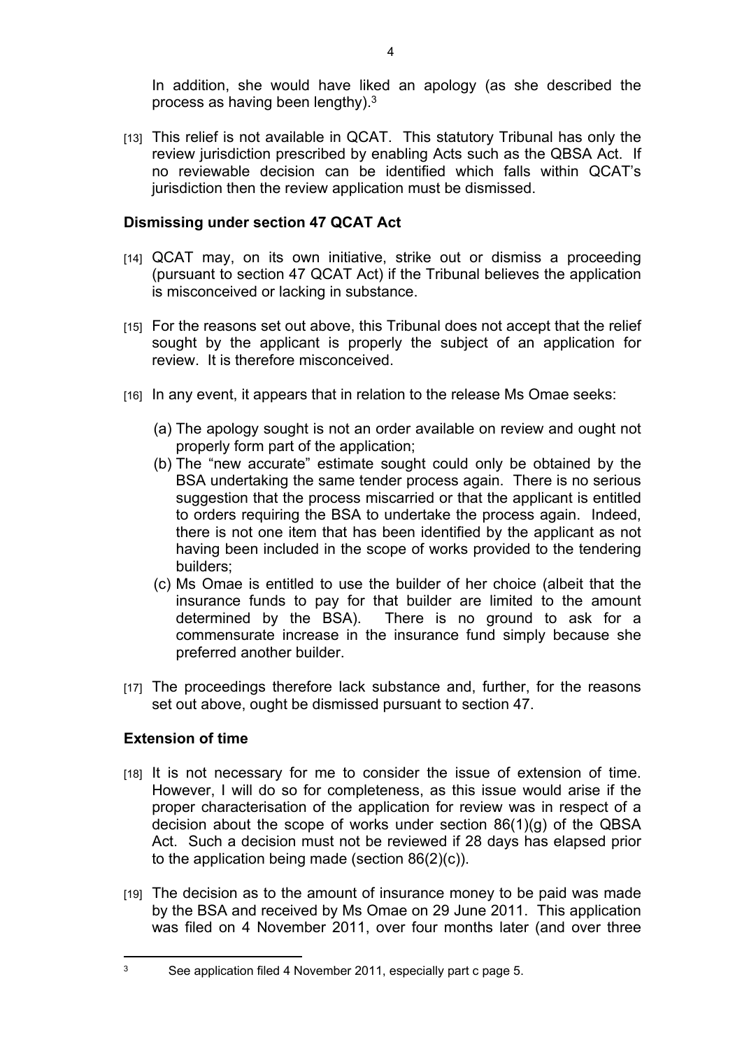In addition, she would have liked an apology (as she described the process as having been lengthy).[3]

[13] This relief is not available in QCAT. This statutory Tribunal has only the review jurisdiction prescribed by enabling Acts such as the QBSA Act. If no reviewable decision can be identified which falls within QCAT's jurisdiction then the review application must be dismissed.

## Dismissing under section 47 QCAT Act

[14] QCAT may, on its own initiative, strike out or dismiss a proceeding (pursuant to section 47 QCAT Act) if the Tribunal believes the application is misconceived or lacking in substance.

[15] For the reasons set out above, this Tribunal does not accept that the relief sought by the applicant is properly the subject of an application for review. It is therefore misconceived.

[16] In any event, it appears that in relation to the release Ms Omae seeks:

(a) The apology sought is not an order available on review and ought not properly form part of the application;

(b) The "new accurate" estimate sought could only be obtained by the BSA undertaking the same tender process again. There is no serious suggestion that the process miscarried or that the applicant is entitled to orders requiring the BSA to undertake the process again. Indeed, there is not one item that has been identified by the applicant as not having been included in the scope of works provided to the tendering builders;

(c) Ms Omae is entitled to use the builder of her choice (albeit that the insurance funds to pay for that builder are limited to the amount determined by the BSA). There is no ground to ask for a commensurate increase in the insurance fund simply because she preferred another builder.

[17] The proceedings therefore lack substance and, further, for the reasons set out above, ought be dismissed pursuant to section 47.

## Extension of time

[18] It is not necessary for me to consider the issue of extension of time. However, I will do so for completeness, as this issue would arise if the proper characterisation of the application for review was in respect of a decision about the scope of works under section 86(1)(g) of the QBSA Act. Such a decision must not be reviewed if 28 days has elapsed prior to the application being made (section 86(2)(c)).

[19] The decision as to the amount of insurance money to be paid was made by the BSA and received by Ms Omae on 29 June 2011. This application was filed on 4 November 2011, over four months later (and over three

---

[3] See application filed 4 November 2011, especially part c page 5.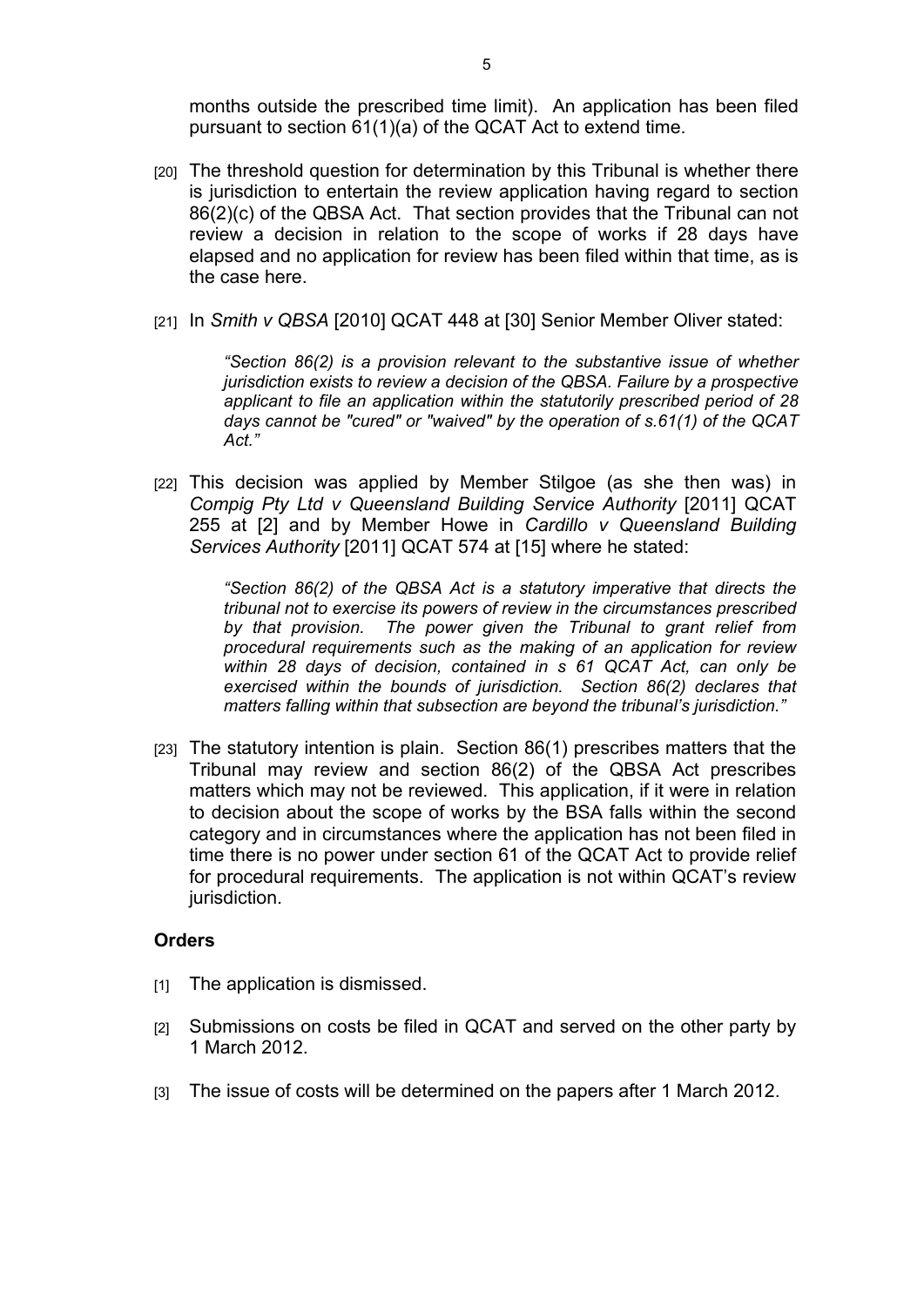months outside the prescribed time limit). An application has been filed pursuant to section 61(1)(a) of the QCAT Act to extend time.

[20] The threshold question for determination by this Tribunal is whether there is jurisdiction to entertain the review application having regard to section 86(2)(c) of the QBSA Act. That section provides that the Tribunal can not review a decision in relation to the scope of works if 28 days have elapsed and no application for review has been filed within that time, as is the case here.

[21] In *Smith v QBSA* [2010] QCAT 448 at [30] Senior Member Oliver stated:

> *"Section 86(2) is a provision relevant to the substantive issue of whether jurisdiction exists to review a decision of the QBSA. Failure by a prospective applicant to file an application within the statutorily prescribed period of 28 days cannot be "cured" or "waived" by the operation of s.61(1) of the QCAT Act."*

[22] This decision was applied by Member Stilgoe (as she then was) in *Compig Pty Ltd v Queensland Building Service Authority* [2011] QCAT 255 at [2] and by Member Howe in *Cardillo v Queensland Building Services Authority* [2011] QCAT 574 at [15] where he stated:

> *"Section 86(2) of the QBSA Act is a statutory imperative that directs the tribunal not to exercise its powers of review in the circumstances prescribed by that provision. The power given the Tribunal to grant relief from procedural requirements such as the making of an application for review within 28 days of decision, contained in s 61 QCAT Act, can only be exercised within the bounds of jurisdiction. Section 86(2) declares that matters falling within that subsection are beyond the tribunal's jurisdiction."*

[23] The statutory intention is plain. Section 86(1) prescribes matters that the Tribunal may review and section 86(2) of the QBSA Act prescribes matters which may not be reviewed. This application, if it were in relation to decision about the scope of works by the BSA falls within the second category and in circumstances where the application has not been filed in time there is no power under section 61 of the QCAT Act to provide relief for procedural requirements. The application is not within QCAT's review jurisdiction.

## Orders

[1] The application is dismissed.

[2] Submissions on costs be filed in QCAT and served on the other party by 1 March 2012.

[3] The issue of costs will be determined on the papers after 1 March 2012.